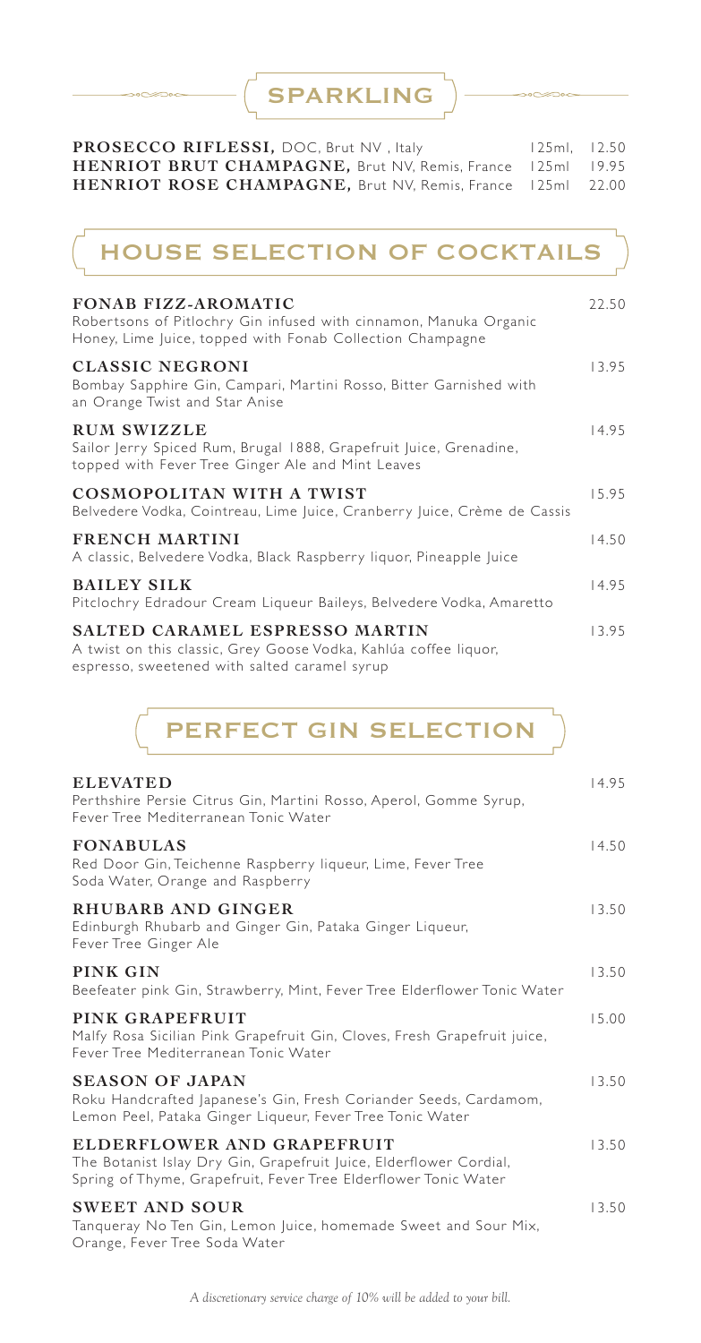## SPARKLING

| | | |
|---|---|---|
| **PROSECCO RIFLESSI,** DOC, Brut NV , Italy | 125ml, | 12.50 |
| **HENRIOT BRUT CHAMPAGNE,** Brut NV, Remis, France | 125ml | 19.95 |
| **HENRIOT ROSE CHAMPAGNE,** Brut NV, Remis, France | 125ml | 22.00 |

## HOUSE SELECTION OF COCKTAILS

**FONAB FIZZ-AROMATIC** 22.50
Robertsons of Pitlochry Gin infused with cinnamon, Manuka Organic Honey, Lime Juice, topped with Fonab Collection Champagne

**CLASSIC NEGRONI** 13.95
Bombay Sapphire Gin, Campari, Martini Rosso, Bitter Garnished with an Orange Twist and Star Anise

**RUM SWIZZLE** 14.95
Sailor Jerry Spiced Rum, Brugal 1888, Grapefruit Juice, Grenadine, topped with Fever Tree Ginger Ale and Mint Leaves

**COSMOPOLITAN WITH A TWIST** 15.95
Belvedere Vodka, Cointreau, Lime Juice, Cranberry Juice, Crème de Cassis

**FRENCH MARTINI** 14.50
A classic, Belvedere Vodka, Black Raspberry liquor, Pineapple Juice

**BAILEY SILK** 14.95
Pitclochry Edradour Cream Liqueur Baileys, Belvedere Vodka, Amaretto

**SALTED CARAMEL ESPRESSO MARTIN** 13.95
A twist on this classic, Grey Goose Vodka, Kahlúa coffee liquor, espresso, sweetened with salted caramel syrup

## PERFECT GIN SELECTION

**ELEVATED** 14.95
Perthshire Persie Citrus Gin, Martini Rosso, Aperol, Gomme Syrup, Fever Tree Mediterranean Tonic Water

**FONABULAS** 14.50
Red Door Gin, Teichenne Raspberry liqueur, Lime, Fever Tree Soda Water, Orange and Raspberry

**RHUBARB AND GINGER** 13.50
Edinburgh Rhubarb and Ginger Gin, Pataka Ginger Liqueur, Fever Tree Ginger Ale

**PINK GIN** 13.50
Beefeater pink Gin, Strawberry, Mint, Fever Tree Elderflower Tonic Water

**PINK GRAPEFRUIT** 15.00
Malfy Rosa Sicilian Pink Grapefruit Gin, Cloves, Fresh Grapefruit juice, Fever Tree Mediterranean Tonic Water

**SEASON OF JAPAN** 13.50
Roku Handcrafted Japanese's Gin, Fresh Coriander Seeds, Cardamom, Lemon Peel, Pataka Ginger Liqueur, Fever Tree Tonic Water

**ELDERFLOWER AND GRAPEFRUIT** 13.50
The Botanist Islay Dry Gin, Grapefruit Juice, Elderflower Cordial, Spring of Thyme, Grapefruit, Fever Tree Elderflower Tonic Water

**SWEET AND SOUR** 13.50
Tanqueray No Ten Gin, Lemon Juice, homemade Sweet and Sour Mix, Orange, Fever Tree Soda Water

*A discretionary service charge of 10% will be added to your bill.*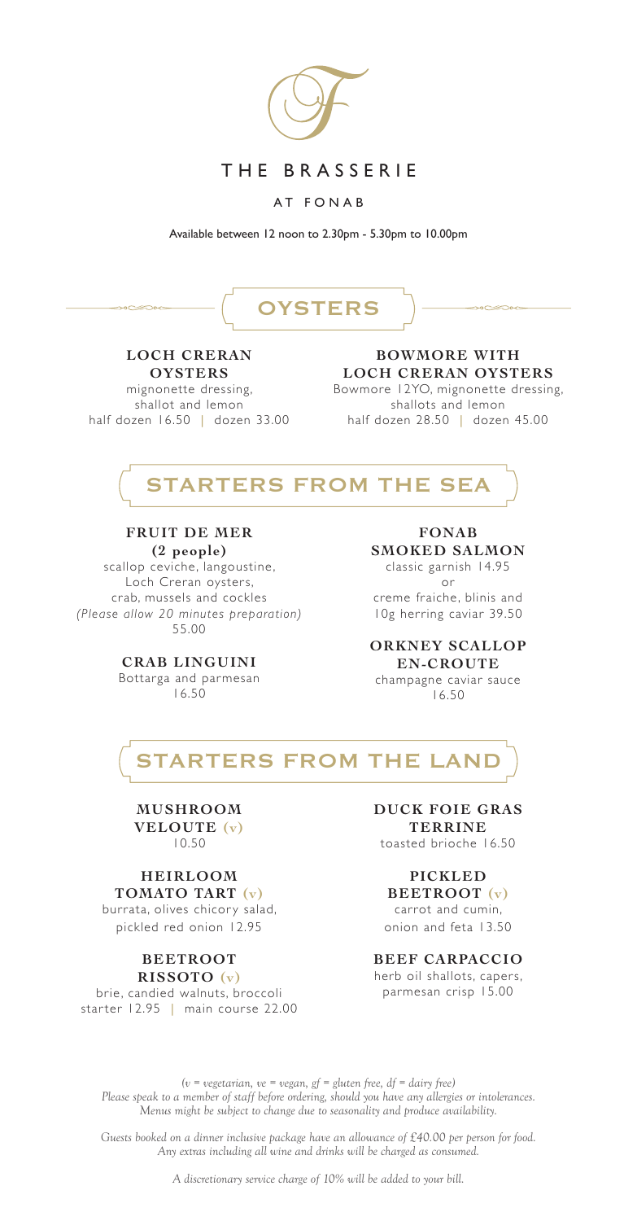# THE BRASSERIE

AT FONAB

Available between 12 noon to 2.30pm - 5.30pm to 10.00pm

## OYSTERS

**LOCH CRERAN OYSTERS**
mignonette dressing, shallot and lemon
half dozen 16.50 | dozen 33.00

**BOWMORE WITH LOCH CRERAN OYSTERS**
Bowmore 12YO, mignonette dressing, shallots and lemon
half dozen 28.50 | dozen 45.00

## STARTERS FROM THE SEA

**FRUIT DE MER (2 people)**
scallop ceviche, langoustine, Loch Creran oysters, crab, mussels and cockles
*(Please allow 20 minutes preparation)*
55.00

**CRAB LINGUINI**
Bottarga and parmesan
16.50

**FONAB SMOKED SALMON**
classic garnish 14.95
or
creme fraiche, blinis and 10g herring caviar 39.50

**ORKNEY SCALLOP EN-CROUTE**
champagne caviar sauce
16.50

## STARTERS FROM THE LAND

**MUSHROOM VELOUTE (v)**
10.50

**HEIRLOOM TOMATO TART (v)**
burrata, olives chicory salad, pickled red onion 12.95

**BEETROOT RISSOTO (v)**
brie, candied walnuts, broccoli
starter 12.95 | main course 22.00

**DUCK FOIE GRAS TERRINE**
toasted brioche 16.50

**PICKLED BEETROOT (v)**
carrot and cumin, onion and feta 13.50

**BEEF CARPACCIO**
herb oil shallots, capers, parmesan crisp 15.00

*(v = vegetarian, ve = vegan, gf = gluten free, df = dairy free)*
*Please speak to a member of staff before ordering, should you have any allergies or intolerances.*
*Menus might be subject to change due to seasonality and produce availability.*

*Guests booked on a dinner inclusive package have an allowance of £40.00 per person for food.*
*Any extras including all wine and drinks will be charged as consumed.*

*A discretionary service charge of 10% will be added to your bill.*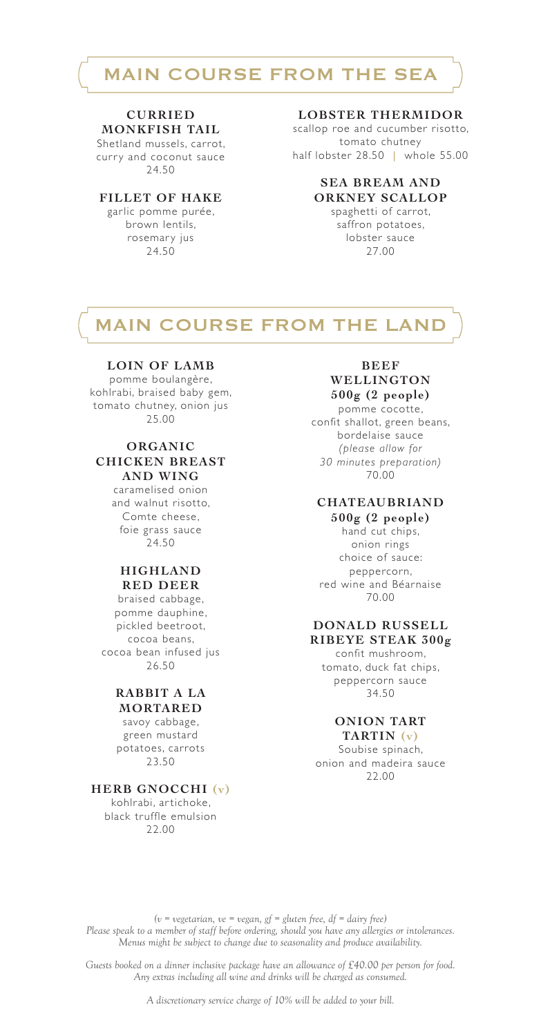## MAIN COURSE FROM THE SEA

**CURRIED MONKFISH TAIL**
Shetland mussels, carrot, curry and coconut sauce
24.50

**FILLET OF HAKE**
garlic pomme purée, brown lentils, rosemary jus
24.50

**LOBSTER THERMIDOR**
scallop roe and cucumber risotto, tomato chutney
half lobster 28.50 | whole 55.00

**SEA BREAM AND ORKNEY SCALLOP**
spaghetti of carrot, saffron potatoes, lobster sauce
27.00

## MAIN COURSE FROM THE LAND

**LOIN OF LAMB**
pomme boulangère, kohlrabi, braised baby gem, tomato chutney, onion jus
25.00

**ORGANIC CHICKEN BREAST AND WING**
caramelised onion and walnut risotto, Comte cheese, foie grass sauce
24.50

**HIGHLAND RED DEER**
braised cabbage, pomme dauphine, pickled beetroot, cocoa beans, cocoa bean infused jus
26.50

**RABBIT A LA MORTARED**
savoy cabbage, green mustard potatoes, carrots
23.50

**HERB GNOCCHI (v)**
kohlrabi, artichoke, black truffle emulsion
22.00

**BEEF WELLINGTON 500g (2 people)**
pomme cocotte, confit shallot, green beans, bordelaise sauce
*(please allow for 30 minutes preparation)*
70.00

**CHATEAUBRIAND 500g (2 people)**
hand cut chips, onion rings
choice of sauce: peppercorn, red wine and Béarnaise
70.00

**DONALD RUSSELL RIBEYE STEAK 300g**
confit mushroom, tomato, duck fat chips, peppercorn sauce
34.50

**ONION TART TARTIN (v)**
Soubise spinach, onion and madeira sauce
22.00

*(v = vegetarian, ve = vegan, gf = gluten free, df = dairy free)*
*Please speak to a member of staff before ordering, should you have any allergies or intolerances.*
*Menus might be subject to change due to seasonality and produce availability.*

*Guests booked on a dinner inclusive package have an allowance of £40.00 per person for food.*
*Any extras including all wine and drinks will be charged as consumed.*

*A discretionary service charge of 10% will be added to your bill.*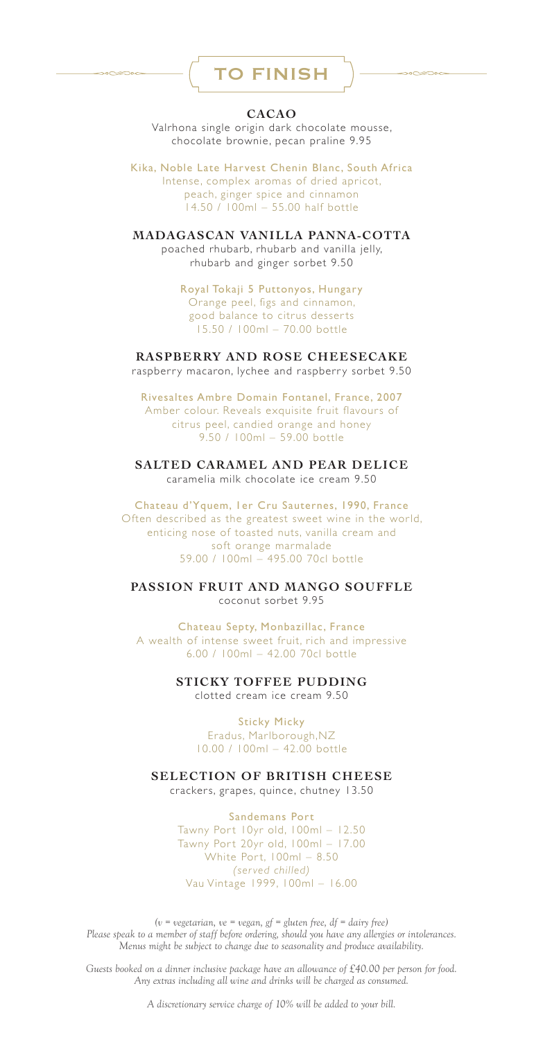# TO FINISH

### CACAO

Valrhona single origin dark chocolate mousse, chocolate brownie, pecan praline 9.95

Kika, Noble Late Harvest Chenin Blanc, South Africa
Intense, complex aromas of dried apricot, peach, ginger spice and cinnamon
14.50 / 100ml – 55.00 half bottle

### MADAGASCAN VANILLA PANNA-COTTA

poached rhubarb, rhubarb and vanilla jelly, rhubarb and ginger sorbet 9.50

Royal Tokaji 5 Puttonyos, Hungary
Orange peel, figs and cinnamon, good balance to citrus desserts
15.50 / 100ml – 70.00 bottle

### RASPBERRY AND ROSE CHEESECAKE

raspberry macaron, lychee and raspberry sorbet 9.50

Rivesaltes Ambre Domain Fontanel, France, 2007
Amber colour. Reveals exquisite fruit flavours of citrus peel, candied orange and honey
9.50 / 100ml – 59.00 bottle

### SALTED CARAMEL AND PEAR DELICE

caramelia milk chocolate ice cream 9.50

Chateau d'Yquem, 1er Cru Sauternes, 1990, France
Often described as the greatest sweet wine in the world, enticing nose of toasted nuts, vanilla cream and soft orange marmalade
59.00 / 100ml – 495.00 70cl bottle

### PASSION FRUIT AND MANGO SOUFFLE

coconut sorbet 9.95

Chateau Septy, Monbazillac, France
A wealth of intense sweet fruit, rich and impressive
6.00 / 100ml – 42.00 70cl bottle

### STICKY TOFFEE PUDDING

clotted cream ice cream 9.50

Sticky Micky
Eradus, Marlborough,NZ
10.00 / 100ml – 42.00 bottle

### SELECTION OF BRITISH CHEESE

crackers, grapes, quince, chutney 13.50

Sandemans Port
Tawny Port 10yr old, 100ml – 12.50
Tawny Port 20yr old, 100ml – 17.00
White Port, 100ml – 8.50
*(served chilled)*
Vau Vintage 1999, 100ml – 16.00

*(v = vegetarian, ve = vegan, gf = gluten free, df = dairy free)*
*Please speak to a member of staff before ordering, should you have any allergies or intolerances.*
*Menus might be subject to change due to seasonality and produce availability.*

*Guests booked on a dinner inclusive package have an allowance of £40.00 per person for food.*
*Any extras including all wine and drinks will be charged as consumed.*

*A discretionary service charge of 10% will be added to your bill.*